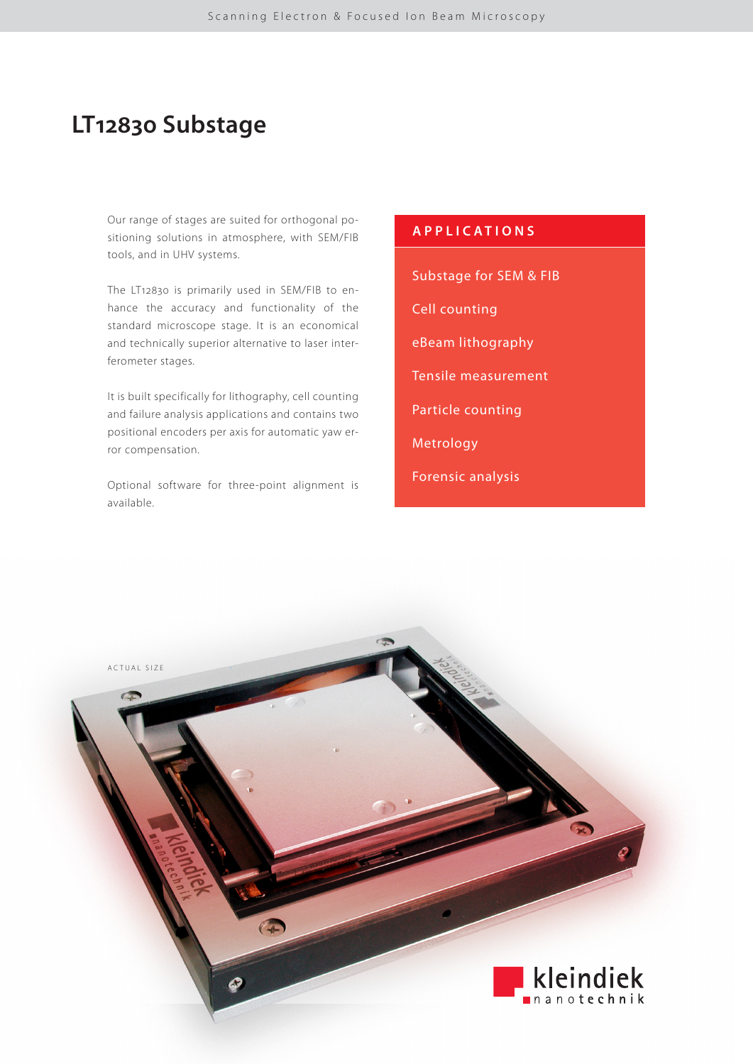# LT12830 Substage

Our range of stages are suited for orthogonal positioning solutions in atmosphere, with SEM/FIB tools, and in UHV systems.

The LT12830 is primarily used in SEM/FIB to enhance the accuracy and functionality of the standard microscope stage. It is an economical and technically superior alternative to laser interferometer stages.

It is built specifically for lithography, cell counting and failure analysis applications and contains two positional encoders per axis for automatic yaw error compensation.

Optional software for three-point alignment is available.

## APPLICATIONS

- Substage for SEM & FIB
- Cell counting
- eBeam lithography
- Tensile measurement
- Particle counting
- Metrology
- Forensic analysis

ACTUAL SIZE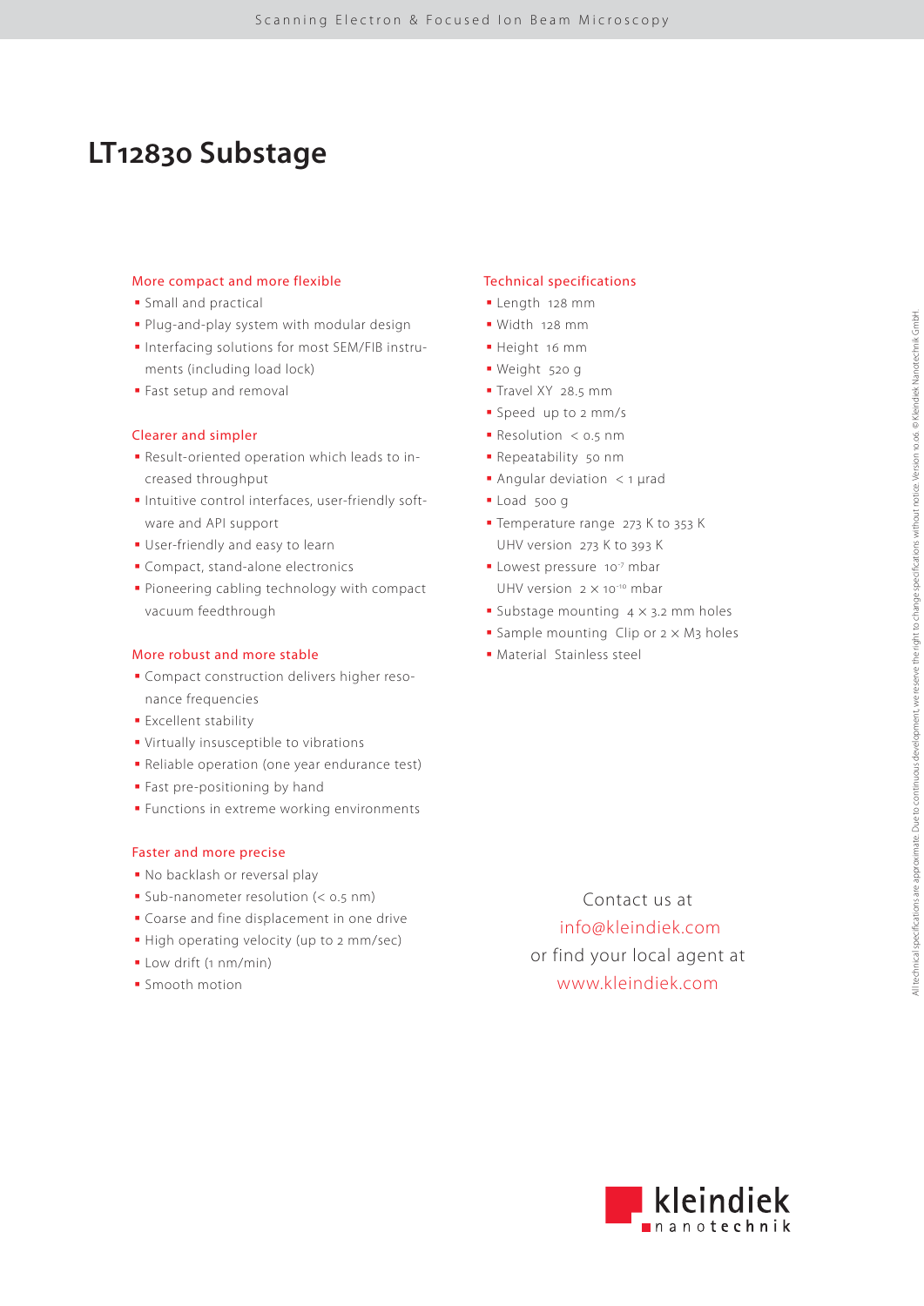# LT12830 Substage

### More compact and more flexible

- Small and practical
- Plug-and-play system with modular design
- Interfacing solutions for most SEM/FIB instruments (including load lock)
- Fast setup and removal

### Clearer and simpler

- Result-oriented operation which leads to increased throughput
- Intuitive control interfaces, user-friendly software and API support
- User-friendly and easy to learn
- Compact, stand-alone electronics
- Pioneering cabling technology with compact vacuum feedthrough

### More robust and more stable

- Compact construction delivers higher resonance frequencies
- Excellent stability
- Virtually insusceptible to vibrations
- Reliable operation (one year endurance test)
- Fast pre-positioning by hand
- Functions in extreme working environments

### Faster and more precise

- No backlash or reversal play
- Sub-nanometer resolution (< 0.5 nm)
- Coarse and fine displacement in one drive
- High operating velocity (up to 2 mm/sec)
- Low drift (1 nm/min)
- Smooth motion

### Technical specifications

- Length 128 mm
- Width 128 mm
- Height 16 mm
- Weight 520 g
- Travel XY 28.5 mm
- Speed up to 2 mm/s
- Resolution < 0.5 nm
- Repeatability 50 nm
- Angular deviation < 1 µrad
- Load 500 g
- Temperature range 273 K to 353 K
  UHV version 273 K to 393 K
- Lowest pressure $10^{-7}$ mbar
  UHV version $2 \times 10^{-10}$ mbar
- Substage mounting 4 × 3.2 mm holes
- Sample mounting Clip or 2 × M3 holes
- Material Stainless steel

Contact us at
info@kleindiek.com
or find your local agent at
www.kleindiek.com

kleindiek nanotechnik

All technical specifications are approximate. Due to continuous development, we reserve the right to change specifications without notice. Version 10.06. © Kleindiek Nanotechnik GmbH.